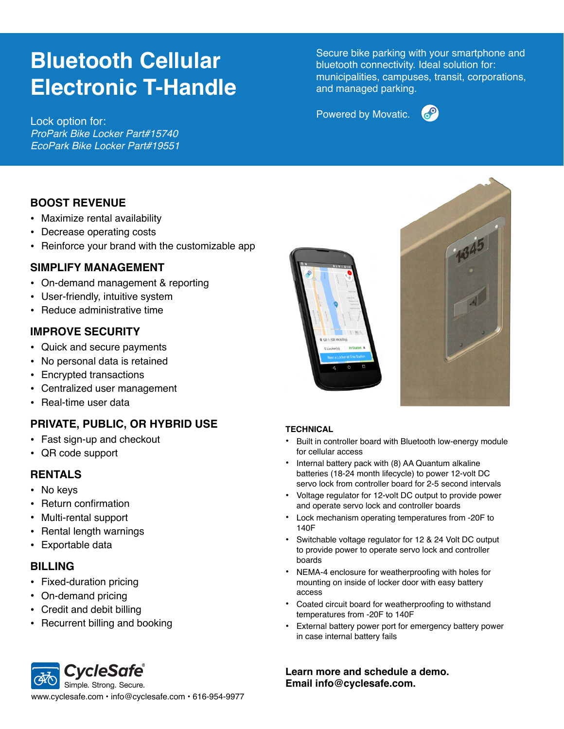# Bluetooth Cellular Electronic T-Handle

Lock option for:
*ProPark Bike Locker Part#15740*
*EcoPark Bike Locker Part#19551*

Secure bike parking with your smartphone and bluetooth connectivity. Ideal solution for: municipalities, campuses, transit, corporations, and managed parking.

Powered by Movatic.

## BOOST REVENUE

- Maximize rental availability
- Decrease operating costs
- Reinforce your brand with the customizable app

## SIMPLIFY MANAGEMENT

- On-demand management & reporting
- User-friendly, intuitive system
- Reduce administrative time

## IMPROVE SECURITY

- Quick and secure payments
- No personal data is retained
- Encrypted transactions
- Centralized user management
- Real-time user data

## PRIVATE, PUBLIC, OR HYBRID USE

- Fast sign-up and checkout
- QR code support

## RENTALS

- No keys
- Return confirmation
- Multi-rental support
- Rental length warnings
- Exportable data

## BILLING

- Fixed-duration pricing
- On-demand pricing
- Credit and debit billing
- Recurrent billing and booking

### TECHNICAL

- Built in controller board with Bluetooth low-energy module for cellular access
- Internal battery pack with (8) AA Quantum alkaline batteries (18-24 month lifecycle) to power 12-volt DC servo lock from controller board for 2-5 second intervals
- Voltage regulator for 12-volt DC output to provide power and operate servo lock and controller boards
- Lock mechanism operating temperatures from -20F to 140F
- Switchable voltage regulator for 12 & 24 Volt DC output to provide power to operate servo lock and controller boards
- NEMA-4 enclosure for weatherproofing with holes for mounting on inside of locker door with easy battery access
- Coated circuit board for weatherproofing to withstand temperatures from -20F to 140F
- External battery power port for emergency battery power in case internal battery fails

CycleSafe®
Simple. Strong. Secure.
www.cyclesafe.com • info@cyclesafe.com • 616-954-9977

**Learn more and schedule a demo.**
**Email info@cyclesafe.com.**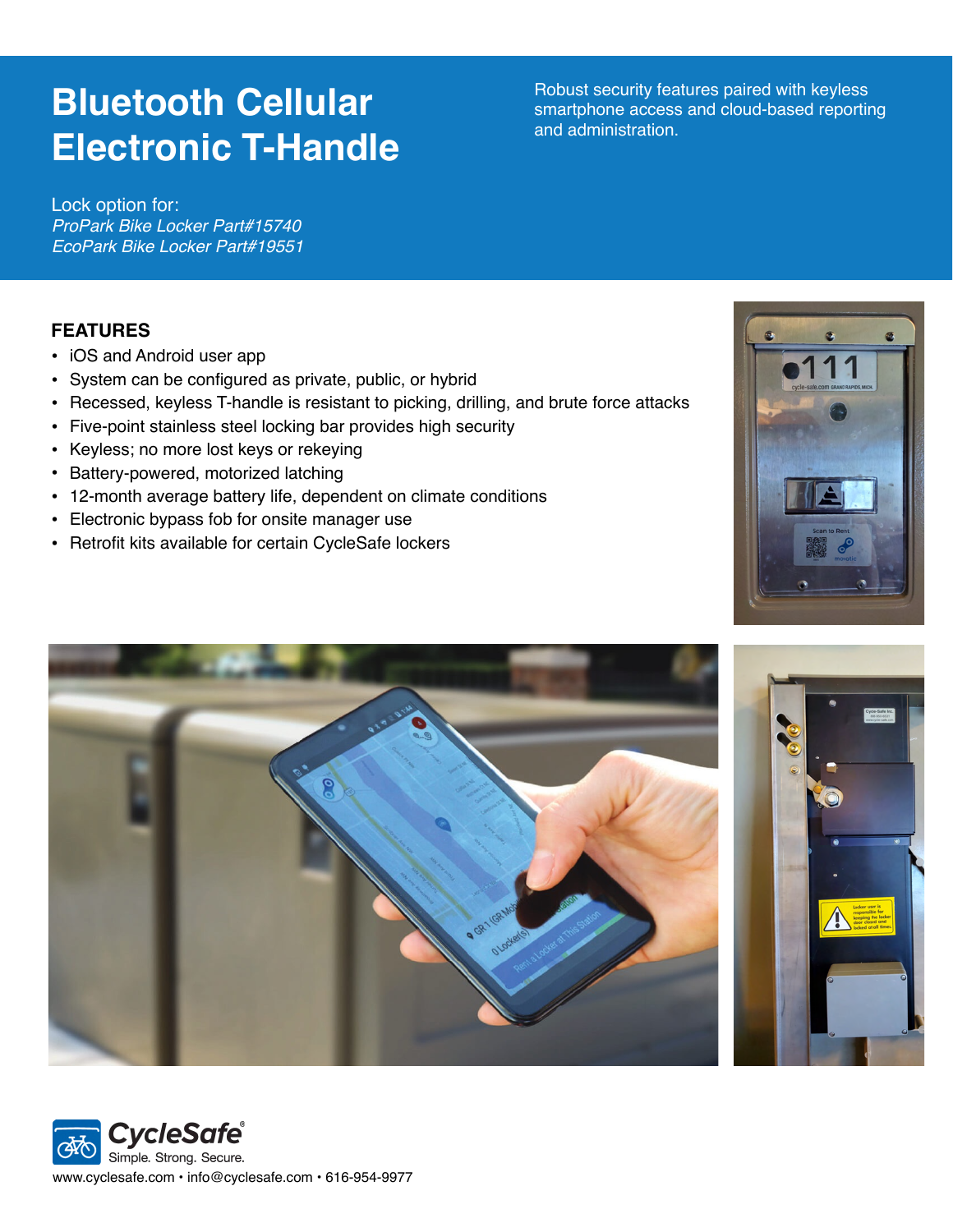# Bluetooth Cellular Electronic T-Handle

Robust security features paired with keyless smartphone access and cloud-based reporting and administration.

Lock option for:
*ProPark Bike Locker Part#15740*
*EcoPark Bike Locker Part#19551*

## FEATURES

- iOS and Android user app
- System can be configured as private, public, or hybrid
- Recessed, keyless T-handle is resistant to picking, drilling, and brute force attacks
- Five-point stainless steel locking bar provides high security
- Keyless; no more lost keys or rekeying
- Battery-powered, motorized latching
- 12-month average battery life, dependent on climate conditions
- Electronic bypass fob for onsite manager use
- Retrofit kits available for certain CycleSafe lockers

**CycleSafe®**
Simple. Strong. Secure.

www.cyclesafe.com • info@cyclesafe.com • 616-954-9977